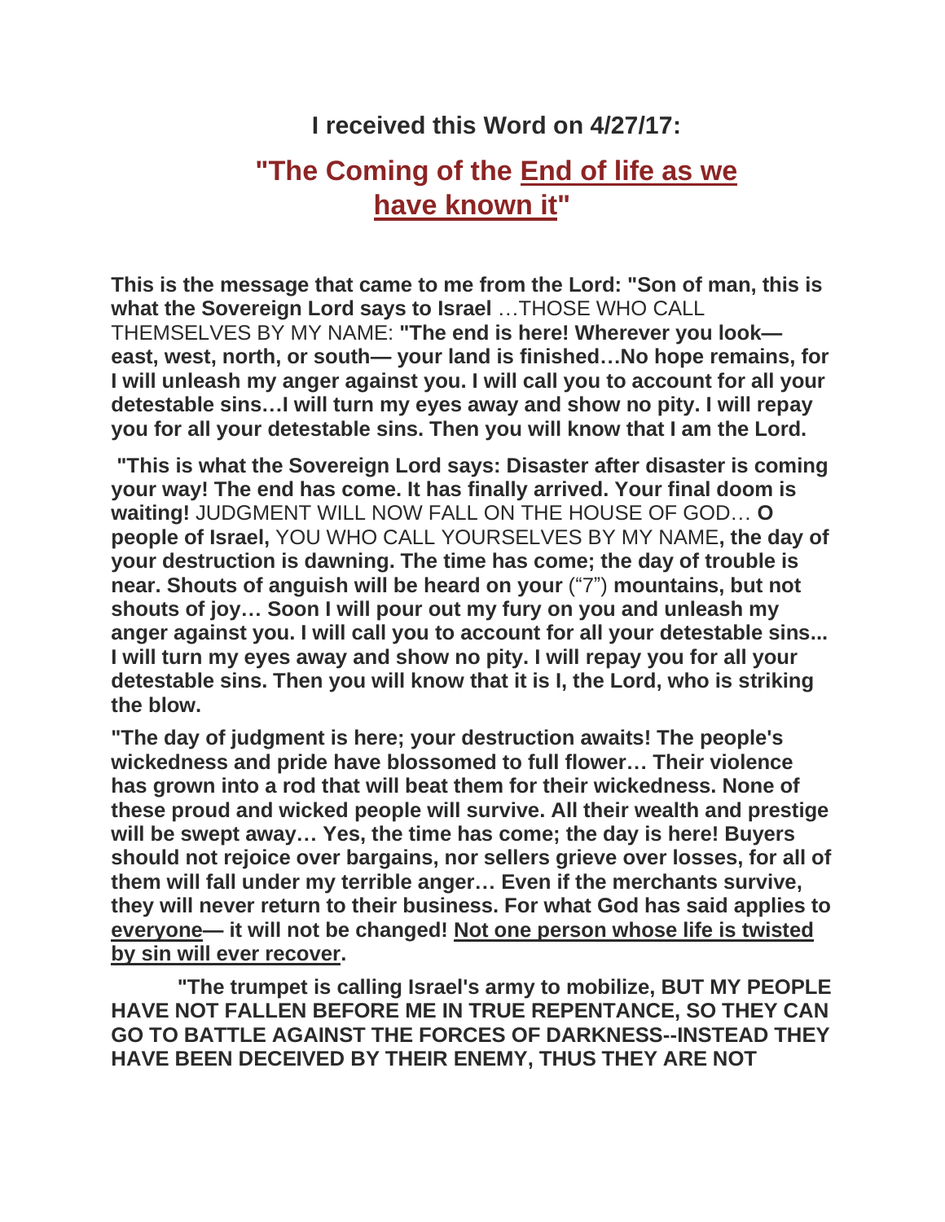**I received this Word on 4/27/17:**

## "The Coming of the End of life as we have known it"

**This is the message that came to me from the Lord: "Son of man, this is what the Sovereign Lord says to Israel** …THOSE WHO CALL THEMSELVES BY MY NAME: **"The end is here! Wherever you look— east, west, north, or south— your land is finished…No hope remains, for I will unleash my anger against you. I will call you to account for all your detestable sins…I will turn my eyes away and show no pity. I will repay you for all your detestable sins. Then you will know that I am the Lord.**

**"This is what the Sovereign Lord says: Disaster after disaster is coming your way! The end has come. It has finally arrived. Your final doom is waiting!** JUDGMENT WILL NOW FALL ON THE HOUSE OF GOD… **O people of Israel,** YOU WHO CALL YOURSELVES BY MY NAME**, the day of your destruction is dawning. The time has come; the day of trouble is near. Shouts of anguish will be heard on your** ("7") **mountains, but not shouts of joy… Soon I will pour out my fury on you and unleash my anger against you. I will call you to account for all your detestable sins... I will turn my eyes away and show no pity. I will repay you for all your detestable sins. Then you will know that it is I, the Lord, who is striking the blow.**

**"The day of judgment is here; your destruction awaits! The people's wickedness and pride have blossomed to full flower… Their violence has grown into a rod that will beat them for their wickedness. None of these proud and wicked people will survive. All their wealth and prestige will be swept away… Yes, the time has come; the day is here! Buyers should not rejoice over bargains, nor sellers grieve over losses, for all of them will fall under my terrible anger… Even if the merchants survive, they will never return to their business. For what God has said applies to <u>everyone</u>— it will not be changed! <u>Not one person whose life is twisted by sin will ever recover</u>.**

**"The trumpet is calling Israel's army to mobilize, BUT MY PEOPLE HAVE NOT FALLEN BEFORE ME IN TRUE REPENTANCE, SO THEY CAN GO TO BATTLE AGAINST THE FORCES OF DARKNESS--INSTEAD THEY HAVE BEEN DECEIVED BY THEIR ENEMY, THUS THEY ARE NOT**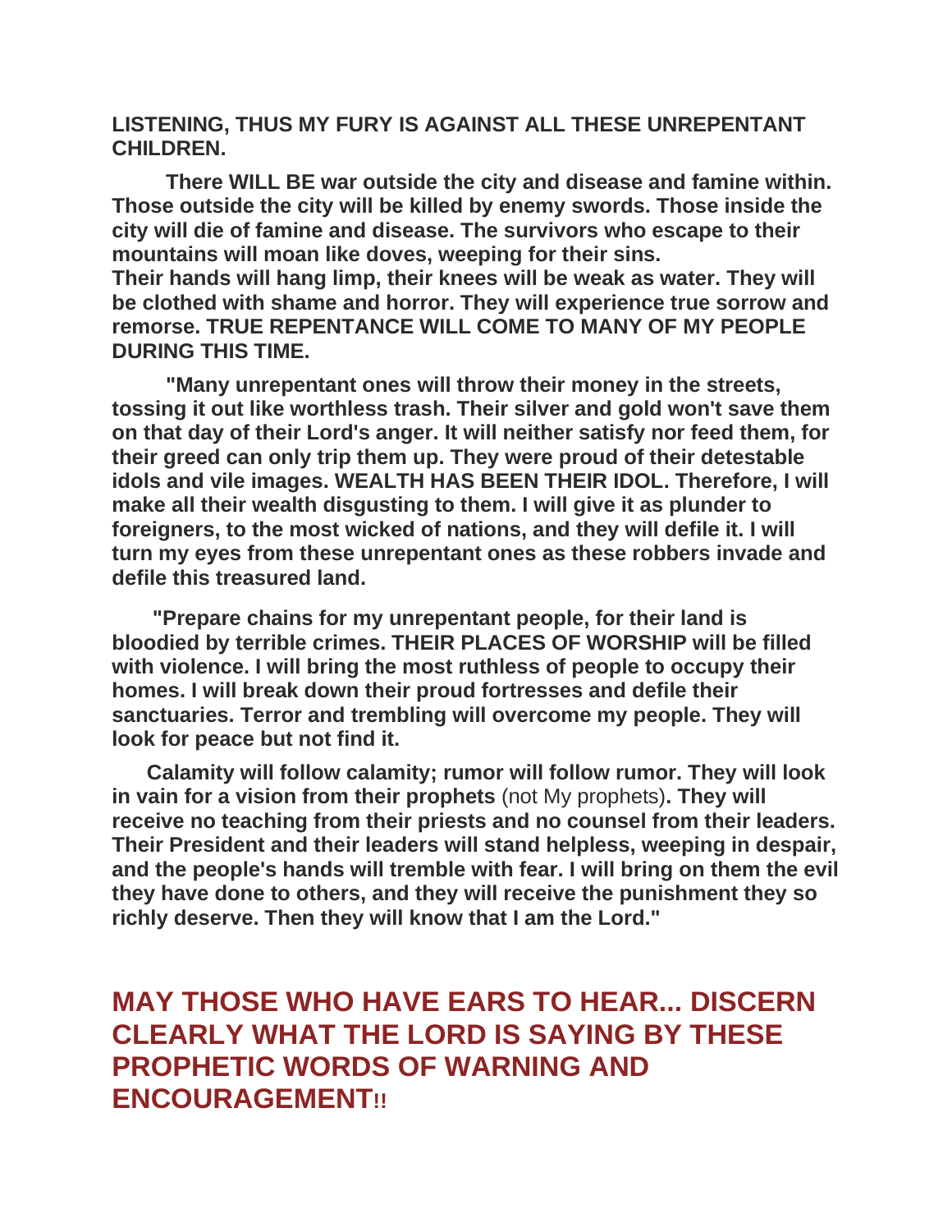**LISTENING, THUS MY FURY IS AGAINST ALL THESE UNREPENTANT CHILDREN.**

**There WILL BE war outside the city and disease and famine within. Those outside the city will be killed by enemy swords. Those inside the city will die of famine and disease. The survivors who escape to their mountains will moan like doves, weeping for their sins. Their hands will hang limp, their knees will be weak as water. They will be clothed with shame and horror. They will experience true sorrow and remorse. TRUE REPENTANCE WILL COME TO MANY OF MY PEOPLE DURING THIS TIME.**

**"Many unrepentant ones will throw their money in the streets, tossing it out like worthless trash. Their silver and gold won't save them on that day of their Lord's anger. It will neither satisfy nor feed them, for their greed can only trip them up. They were proud of their detestable idols and vile images. WEALTH HAS BEEN THEIR IDOL. Therefore, I will make all their wealth disgusting to them. I will give it as plunder to foreigners, to the most wicked of nations, and they will defile it. I will turn my eyes from these unrepentant ones as these robbers invade and defile this treasured land.**

**"Prepare chains for my unrepentant people, for their land is bloodied by terrible crimes. THEIR PLACES OF WORSHIP will be filled with violence. I will bring the most ruthless of people to occupy their homes. I will break down their proud fortresses and defile their sanctuaries. Terror and trembling will overcome my people. They will look for peace but not find it.**

**Calamity will follow calamity; rumor will follow rumor. They will look in vain for a vision from their prophets** (not My prophets)**. They will receive no teaching from their priests and no counsel from their leaders. Their President and their leaders will stand helpless, weeping in despair, and the people's hands will tremble with fear. I will bring on them the evil they have done to others, and they will receive the punishment they so richly deserve. Then they will know that I am the Lord."**

## MAY THOSE WHO HAVE EARS TO HEAR... DISCERN CLEARLY WHAT THE LORD IS SAYING BY THESE PROPHETIC WORDS OF WARNING AND ENCOURAGEMENT!!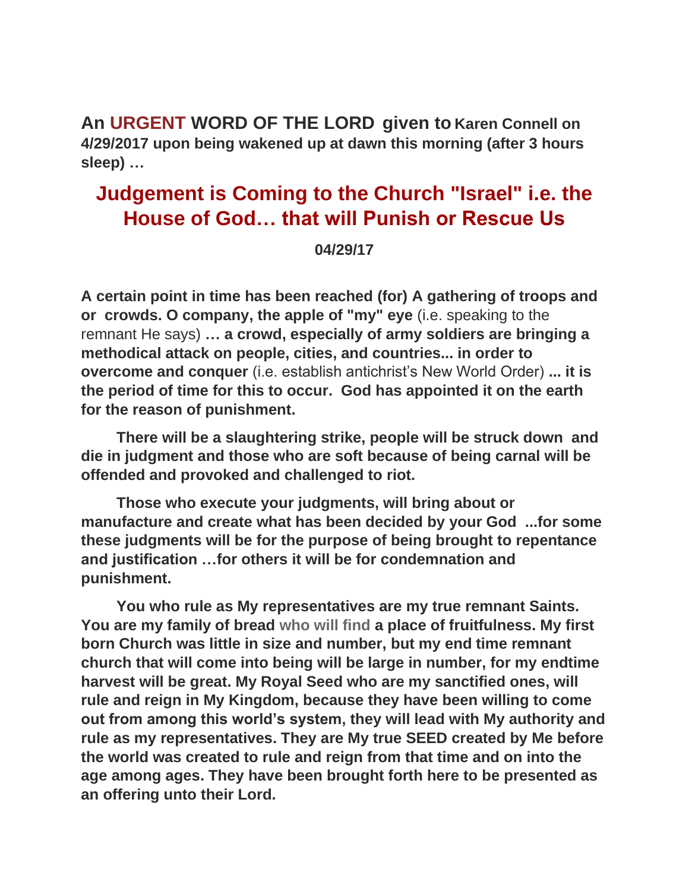**An URGENT WORD OF THE LORD given to Karen Connell on 4/29/2017 upon being wakened up at dawn this morning (after 3 hours sleep) …**

# Judgement is Coming to the Church "Israel" i.e. the House of God… that will Punish or Rescue Us

**04/29/17**

**A certain point in time has been reached (for) A gathering of troops and or crowds. O company, the apple of "my" eye** (i.e. speaking to the remnant He says) **… a crowd, especially of army soldiers are bringing a methodical attack on people, cities, and countries... in order to overcome and conquer** (i.e. establish antichrist's New World Order) **... it is the period of time for this to occur. God has appointed it on the earth for the reason of punishment.**

**There will be a slaughtering strike, people will be struck down and die in judgment and those who are soft because of being carnal will be offended and provoked and challenged to riot.**

**Those who execute your judgments, will bring about or manufacture and create what has been decided by your God ...for some these judgments will be for the purpose of being brought to repentance and justification …for others it will be for condemnation and punishment.**

**You who rule as My representatives are my true remnant Saints. You are my family of bread who will find a place of fruitfulness. My first born Church was little in size and number, but my end time remnant church that will come into being will be large in number, for my endtime harvest will be great. My Royal Seed who are my sanctified ones, will rule and reign in My Kingdom, because they have been willing to come out from among this world's system, they will lead with My authority and rule as my representatives. They are My true SEED created by Me before the world was created to rule and reign from that time and on into the age among ages. They have been brought forth here to be presented as an offering unto their Lord.**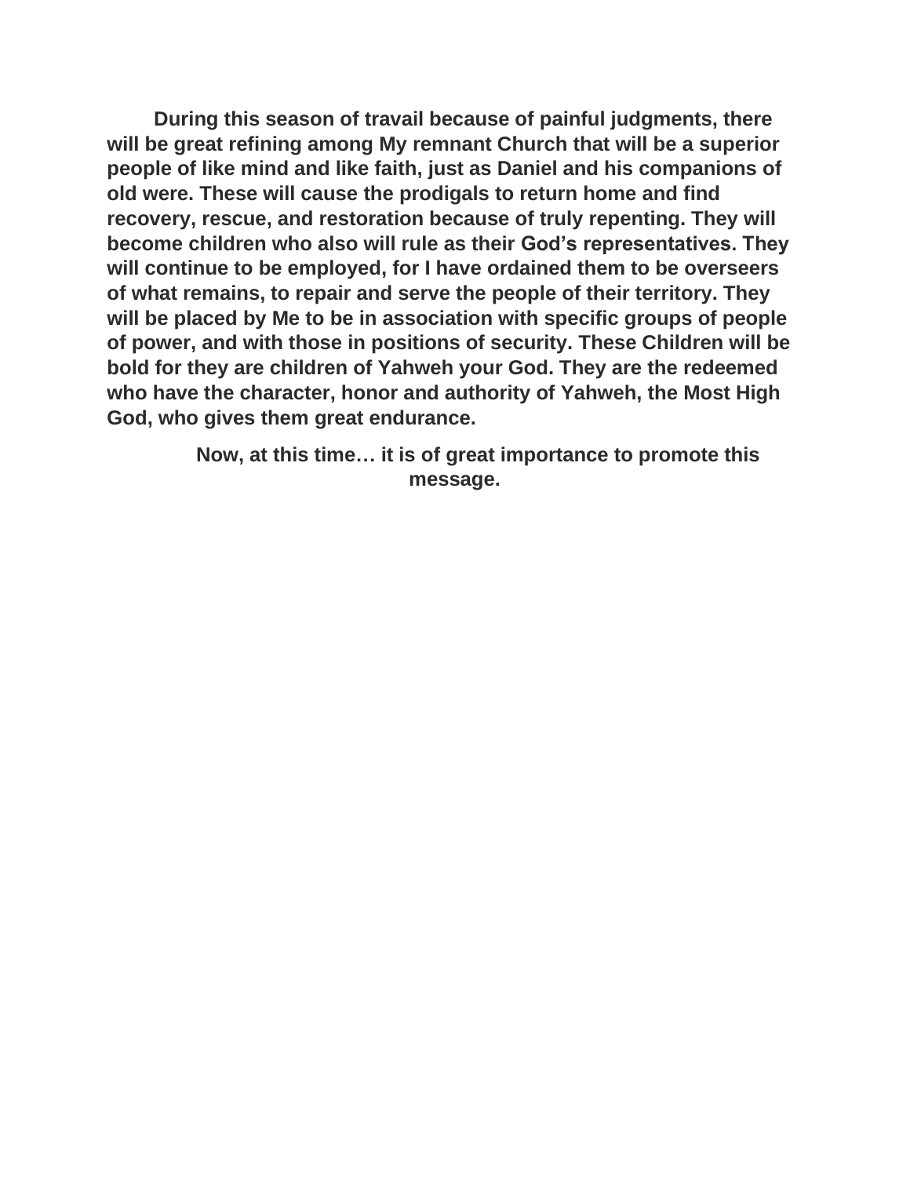**During this season of travail because of painful judgments, there will be great refining among My remnant Church that will be a superior people of like mind and like faith, just as Daniel and his companions of old were. These will cause the prodigals to return home and find recovery, rescue, and restoration because of truly repenting. They will become children who also will rule as their God's representatives. They will continue to be employed, for I have ordained them to be overseers of what remains, to repair and serve the people of their territory. They will be placed by Me to be in association with specific groups of people of power, and with those in positions of security. These Children will be bold for they are children of Yahweh your God. They are the redeemed who have the character, honor and authority of Yahweh, the Most High God, who gives them great endurance.**

**Now, at this time… it is of great importance to promote this message.**